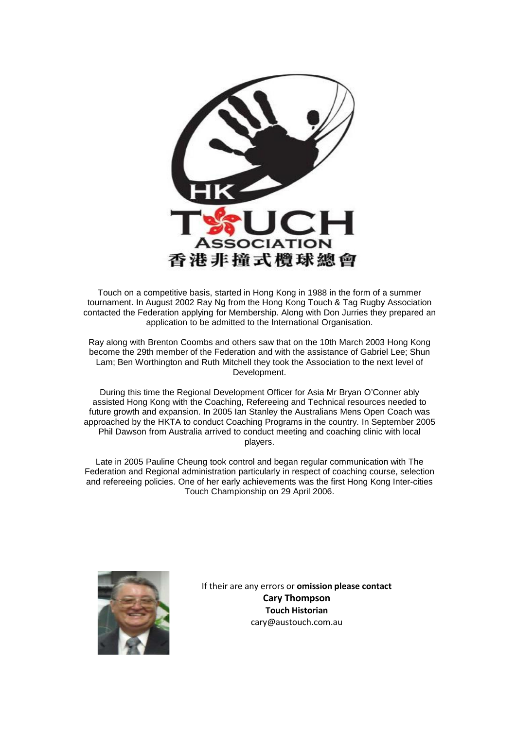HK
TOUCH
ASSOCIATION
香港非撞式欖球總會

Touch on a competitive basis, started in Hong Kong in 1988 in the form of a summer tournament. In August 2002 Ray Ng from the Hong Kong Touch & Tag Rugby Association contacted the Federation applying for Membership. Along with Don Jurries they prepared an application to be admitted to the International Organisation.

Ray along with Brenton Coombs and others saw that on the 10th March 2003 Hong Kong become the 29th member of the Federation and with the assistance of Gabriel Lee; Shun Lam; Ben Worthington and Ruth Mitchell they took the Association to the next level of Development.

During this time the Regional Development Officer for Asia Mr Bryan O'Conner ably assisted Hong Kong with the Coaching, Refereeing and Technical resources needed to future growth and expansion. In 2005 Ian Stanley the Australians Mens Open Coach was approached by the HKTA to conduct Coaching Programs in the country. In September 2005 Phil Dawson from Australia arrived to conduct meeting and coaching clinic with local players.

Late in 2005 Pauline Cheung took control and began regular communication with The Federation and Regional administration particularly in respect of coaching course, selection and refereeing policies. One of her early achievements was the first Hong Kong Inter-cities Touch Championship on 29 April 2006.

If their are any errors or **omission please contact**
**Cary Thompson**
**Touch Historian**
cary@austouch.com.au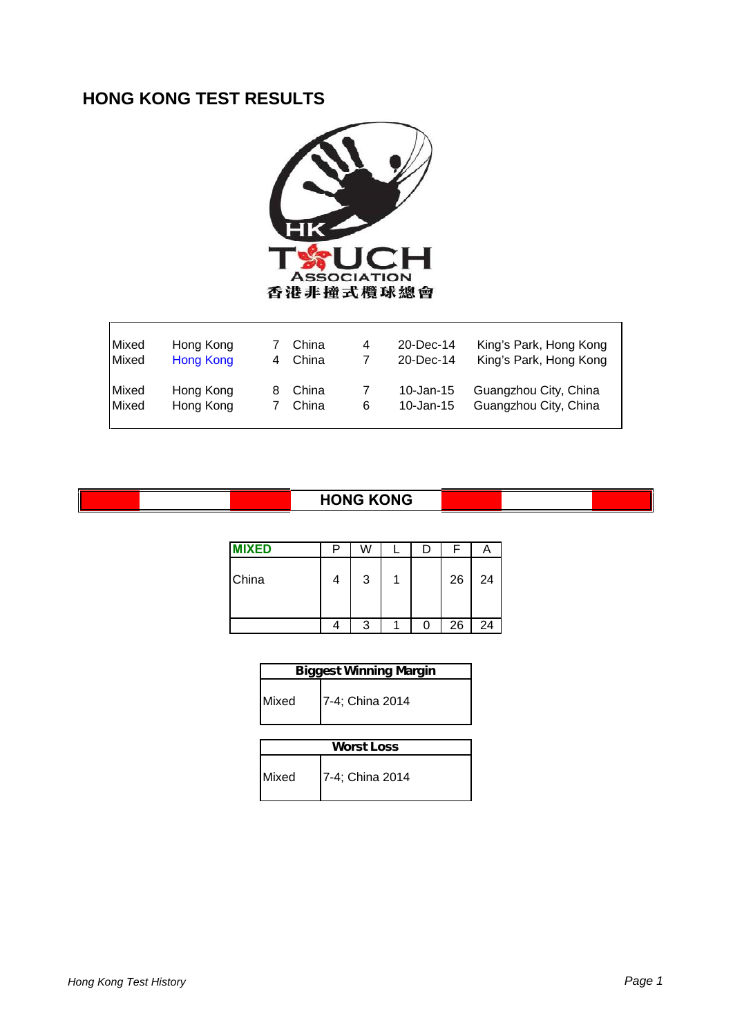# HONG KONG TEST RESULTS

HK TOUCH ASSOCIATION
香港非撞式欖球總會

| | | | | | | |
|---|---|---|---|---|---|---|
| Mixed | Hong Kong | 7 | China | 4 | 20-Dec-14 | King's Park, Hong Kong |
| Mixed | Hong Kong | 4 | China | 7 | 20-Dec-14 | King's Park, Hong Kong |
| Mixed | Hong Kong | 8 | China | 7 | 10-Jan-15 | Guangzhou City, China |
| Mixed | Hong Kong | 7 | China | 6 | 10-Jan-15 | Guangzhou City, China |

## HONG KONG

| MIXED | P | W | L | D | F | A |
|---|---|---|---|---|---|---|
| China | 4 | 3 | 1 | | 26 | 24 |
| | 4 | 3 | 1 | 0 | 26 | 24 |

| Biggest Winning Margin | |
|---|---|
| Mixed | 7-4; China 2014 |

| Worst Loss | |
|---|---|
| Mixed | 7-4; China 2014 |